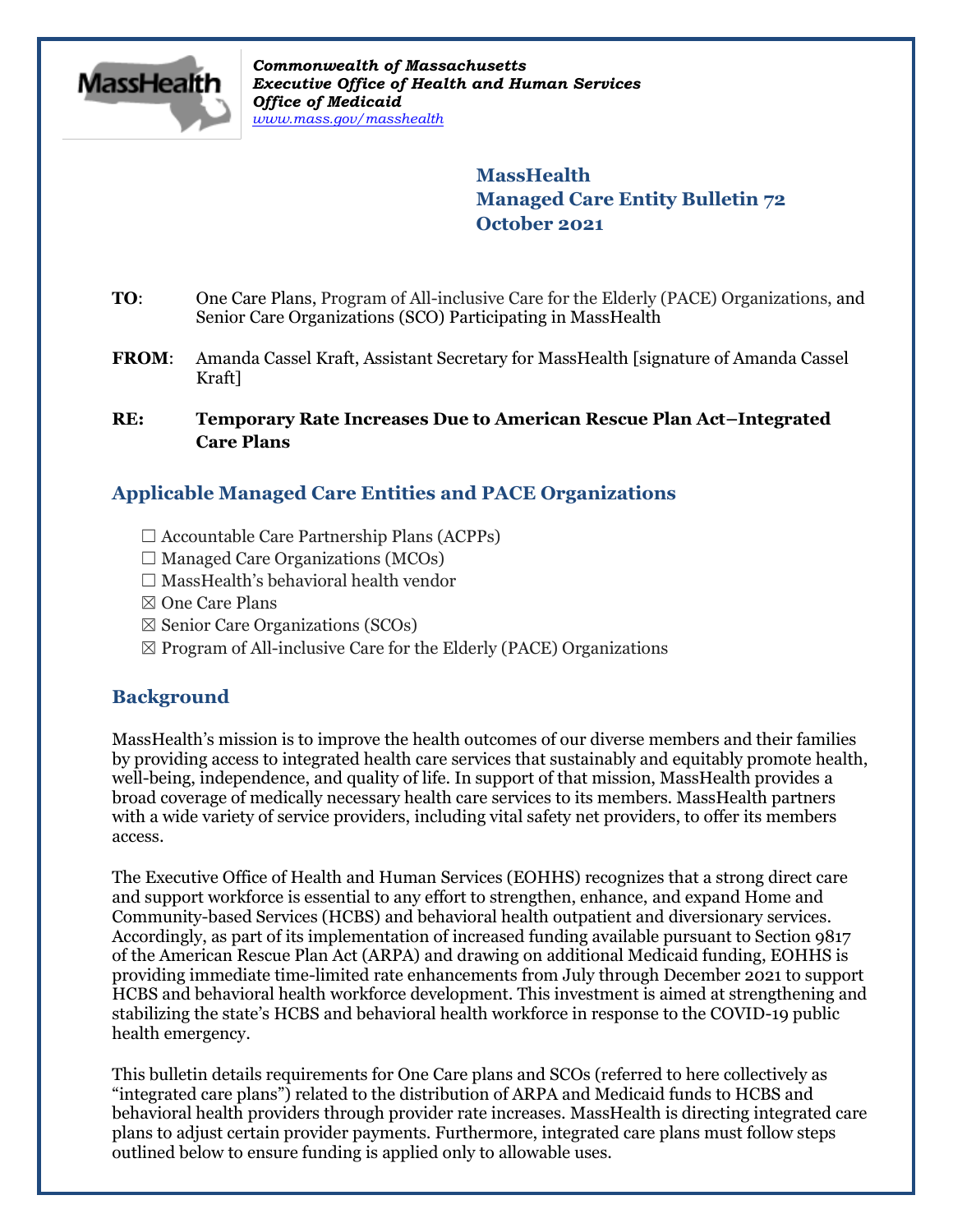*Commonwealth of Massachusetts*
***Executive Office of Health and Human Services***
***Office of Medicaid***
*www.mass.gov/masshealth*

**MassHealth**
**Managed Care Entity Bulletin 72**
**October 2021**

**TO**: One Care Plans, Program of All-inclusive Care for the Elderly (PACE) Organizations, and Senior Care Organizations (SCO) Participating in MassHealth

**FROM**: Amanda Cassel Kraft, Assistant Secretary for MassHealth [signature of Amanda Cassel Kraft]

**RE: Temporary Rate Increases Due to American Rescue Plan Act–Integrated Care Plans**

## Applicable Managed Care Entities and PACE Organizations

☐ Accountable Care Partnership Plans (ACPPs)
☐ Managed Care Organizations (MCOs)
☐ MassHealth's behavioral health vendor
☒ One Care Plans
☒ Senior Care Organizations (SCOs)
☒ Program of All-inclusive Care for the Elderly (PACE) Organizations

## Background

MassHealth's mission is to improve the health outcomes of our diverse members and their families by providing access to integrated health care services that sustainably and equitably promote health, well-being, independence, and quality of life. In support of that mission, MassHealth provides a broad coverage of medically necessary health care services to its members. MassHealth partners with a wide variety of service providers, including vital safety net providers, to offer its members access.

The Executive Office of Health and Human Services (EOHHS) recognizes that a strong direct care and support workforce is essential to any effort to strengthen, enhance, and expand Home and Community-based Services (HCBS) and behavioral health outpatient and diversionary services. Accordingly, as part of its implementation of increased funding available pursuant to Section 9817 of the American Rescue Plan Act (ARPA) and drawing on additional Medicaid funding, EOHHS is providing immediate time-limited rate enhancements from July through December 2021 to support HCBS and behavioral health workforce development. This investment is aimed at strengthening and stabilizing the state's HCBS and behavioral health workforce in response to the COVID-19 public health emergency.

This bulletin details requirements for One Care plans and SCOs (referred to here collectively as "integrated care plans") related to the distribution of ARPA and Medicaid funds to HCBS and behavioral health providers through provider rate increases. MassHealth is directing integrated care plans to adjust certain provider payments. Furthermore, integrated care plans must follow steps outlined below to ensure funding is applied only to allowable uses.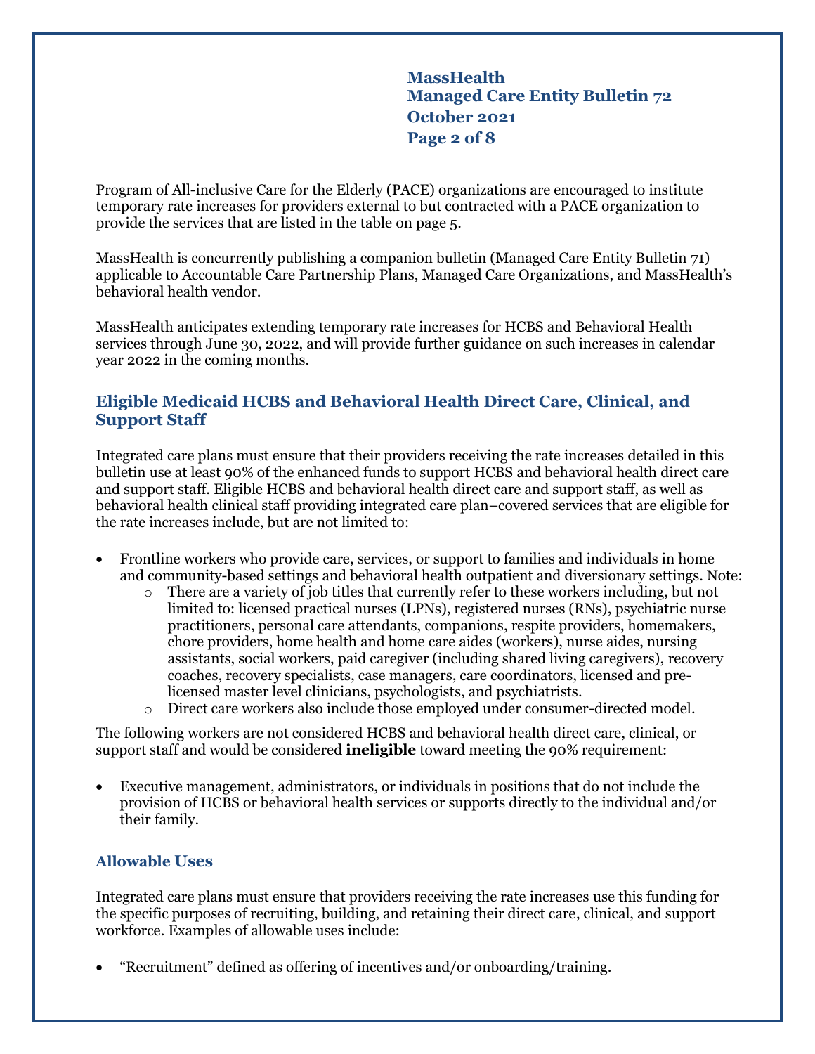Program of All-inclusive Care for the Elderly (PACE) organizations are encouraged to institute temporary rate increases for providers external to but contracted with a PACE organization to provide the services that are listed in the table on page 5.

MassHealth is concurrently publishing a companion bulletin (Managed Care Entity Bulletin 71) applicable to Accountable Care Partnership Plans, Managed Care Organizations, and MassHealth's behavioral health vendor.

MassHealth anticipates extending temporary rate increases for HCBS and Behavioral Health services through June 30, 2022, and will provide further guidance on such increases in calendar year 2022 in the coming months.

## Eligible Medicaid HCBS and Behavioral Health Direct Care, Clinical, and Support Staff

Integrated care plans must ensure that their providers receiving the rate increases detailed in this bulletin use at least 90% of the enhanced funds to support HCBS and behavioral health direct care and support staff. Eligible HCBS and behavioral health direct care and support staff, as well as behavioral health clinical staff providing integrated care plan–covered services that are eligible for the rate increases include, but are not limited to:

- Frontline workers who provide care, services, or support to families and individuals in home and community-based settings and behavioral health outpatient and diversionary settings. Note:
  - There are a variety of job titles that currently refer to these workers including, but not limited to: licensed practical nurses (LPNs), registered nurses (RNs), psychiatric nurse practitioners, personal care attendants, companions, respite providers, homemakers, chore providers, home health and home care aides (workers), nurse aides, nursing assistants, social workers, paid caregiver (including shared living caregivers), recovery coaches, recovery specialists, case managers, care coordinators, licensed and pre-licensed master level clinicians, psychologists, and psychiatrists.
  - Direct care workers also include those employed under consumer-directed model.

The following workers are not considered HCBS and behavioral health direct care, clinical, or support staff and would be considered **ineligible** toward meeting the 90% requirement:

- Executive management, administrators, or individuals in positions that do not include the provision of HCBS or behavioral health services or supports directly to the individual and/or their family.

## Allowable Uses

Integrated care plans must ensure that providers receiving the rate increases use this funding for the specific purposes of recruiting, building, and retaining their direct care, clinical, and support workforce. Examples of allowable uses include:

- "Recruitment" defined as offering of incentives and/or onboarding/training.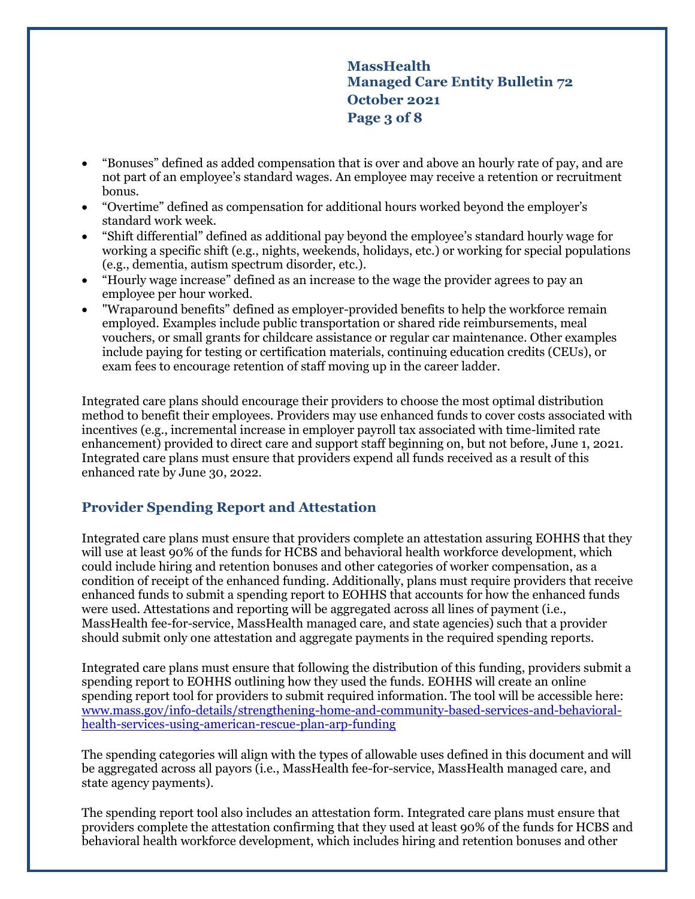- "Bonuses" defined as added compensation that is over and above an hourly rate of pay, and are not part of an employee's standard wages. An employee may receive a retention or recruitment bonus.
- "Overtime" defined as compensation for additional hours worked beyond the employer's standard work week.
- "Shift differential" defined as additional pay beyond the employee's standard hourly wage for working a specific shift (e.g., nights, weekends, holidays, etc.) or working for special populations (e.g., dementia, autism spectrum disorder, etc.).
- "Hourly wage increase" defined as an increase to the wage the provider agrees to pay an employee per hour worked.
- "Wraparound benefits" defined as employer-provided benefits to help the workforce remain employed. Examples include public transportation or shared ride reimbursements, meal vouchers, or small grants for childcare assistance or regular car maintenance. Other examples include paying for testing or certification materials, continuing education credits (CEUs), or exam fees to encourage retention of staff moving up in the career ladder.

Integrated care plans should encourage their providers to choose the most optimal distribution method to benefit their employees. Providers may use enhanced funds to cover costs associated with incentives (e.g., incremental increase in employer payroll tax associated with time-limited rate enhancement) provided to direct care and support staff beginning on, but not before, June 1, 2021. Integrated care plans must ensure that providers expend all funds received as a result of this enhanced rate by June 30, 2022.

## Provider Spending Report and Attestation

Integrated care plans must ensure that providers complete an attestation assuring EOHHS that they will use at least 90% of the funds for HCBS and behavioral health workforce development, which could include hiring and retention bonuses and other categories of worker compensation, as a condition of receipt of the enhanced funding. Additionally, plans must require providers that receive enhanced funds to submit a spending report to EOHHS that accounts for how the enhanced funds were used. Attestations and reporting will be aggregated across all lines of payment (i.e., MassHealth fee-for-service, MassHealth managed care, and state agencies) such that a provider should submit only one attestation and aggregate payments in the required spending reports.

Integrated care plans must ensure that following the distribution of this funding, providers submit a spending report to EOHHS outlining how they used the funds. EOHHS will create an online spending report tool for providers to submit required information. The tool will be accessible here: [www.mass.gov/info-details/strengthening-home-and-community-based-services-and-behavioral-health-services-using-american-rescue-plan-arp-funding](www.mass.gov/info-details/strengthening-home-and-community-based-services-and-behavioral-health-services-using-american-rescue-plan-arp-funding)

The spending categories will align with the types of allowable uses defined in this document and will be aggregated across all payors (i.e., MassHealth fee-for-service, MassHealth managed care, and state agency payments).

The spending report tool also includes an attestation form. Integrated care plans must ensure that providers complete the attestation confirming that they used at least 90% of the funds for HCBS and behavioral health workforce development, which includes hiring and retention bonuses and other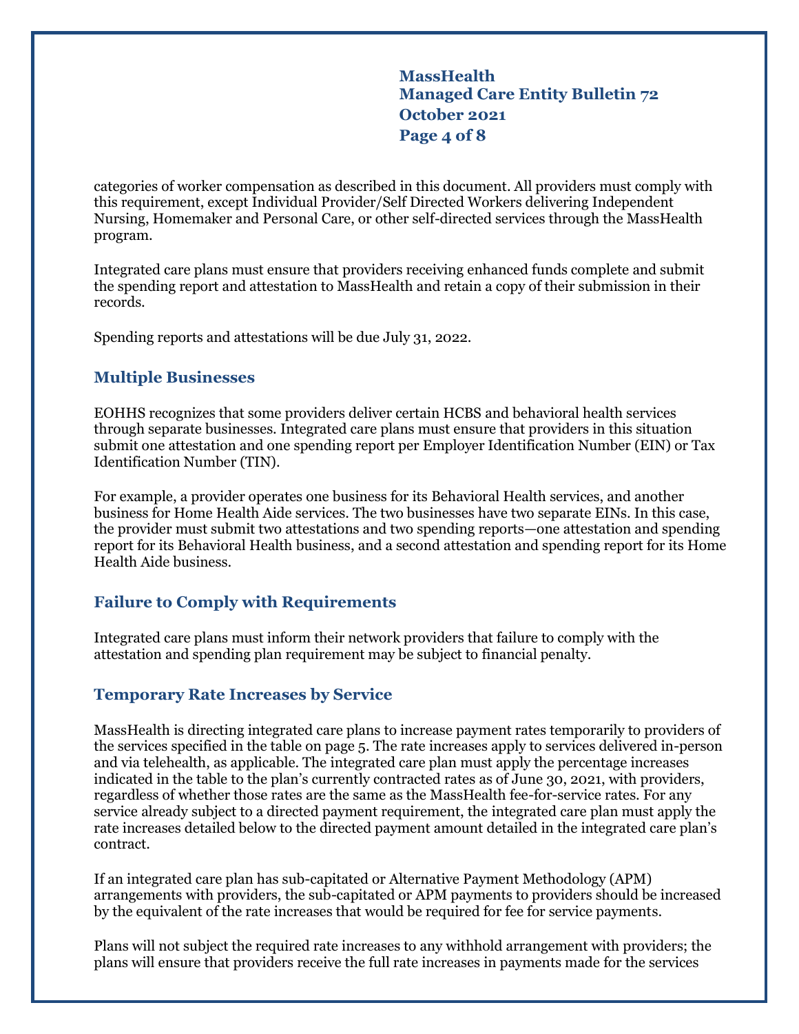categories of worker compensation as described in this document. All providers must comply with this requirement, except Individual Provider/Self Directed Workers delivering Independent Nursing, Homemaker and Personal Care, or other self-directed services through the MassHealth program.

Integrated care plans must ensure that providers receiving enhanced funds complete and submit the spending report and attestation to MassHealth and retain a copy of their submission in their records.

Spending reports and attestations will be due July 31, 2022.

## Multiple Businesses

EOHHS recognizes that some providers deliver certain HCBS and behavioral health services through separate businesses. Integrated care plans must ensure that providers in this situation submit one attestation and one spending report per Employer Identification Number (EIN) or Tax Identification Number (TIN).

For example, a provider operates one business for its Behavioral Health services, and another business for Home Health Aide services. The two businesses have two separate EINs. In this case, the provider must submit two attestations and two spending reports—one attestation and spending report for its Behavioral Health business, and a second attestation and spending report for its Home Health Aide business.

## Failure to Comply with Requirements

Integrated care plans must inform their network providers that failure to comply with the attestation and spending plan requirement may be subject to financial penalty.

## Temporary Rate Increases by Service

MassHealth is directing integrated care plans to increase payment rates temporarily to providers of the services specified in the table on page 5. The rate increases apply to services delivered in-person and via telehealth, as applicable. The integrated care plan must apply the percentage increases indicated in the table to the plan's currently contracted rates as of June 30, 2021, with providers, regardless of whether those rates are the same as the MassHealth fee-for-service rates. For any service already subject to a directed payment requirement, the integrated care plan must apply the rate increases detailed below to the directed payment amount detailed in the integrated care plan's contract.

If an integrated care plan has sub-capitated or Alternative Payment Methodology (APM) arrangements with providers, the sub-capitated or APM payments to providers should be increased by the equivalent of the rate increases that would be required for fee for service payments.

Plans will not subject the required rate increases to any withhold arrangement with providers; the plans will ensure that providers receive the full rate increases in payments made for the services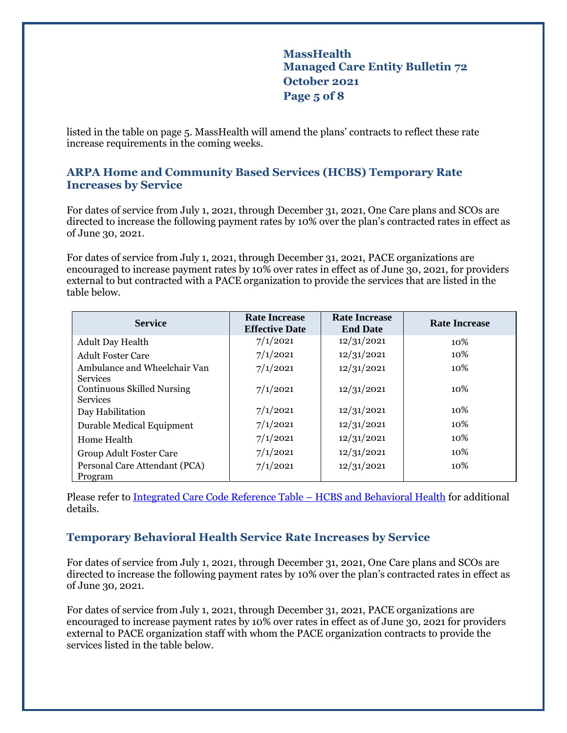listed in the table on page 5. MassHealth will amend the plans' contracts to reflect these rate increase requirements in the coming weeks.

## ARPA Home and Community Based Services (HCBS) Temporary Rate Increases by Service

For dates of service from July 1, 2021, through December 31, 2021, One Care plans and SCOs are directed to increase the following payment rates by 10% over the plan's contracted rates in effect as of June 30, 2021.

For dates of service from July 1, 2021, through December 31, 2021, PACE organizations are encouraged to increase payment rates by 10% over rates in effect as of June 30, 2021, for providers external to but contracted with a PACE organization to provide the services that are listed in the table below.

| Service | Rate Increase Effective Date | Rate Increase End Date | Rate Increase |
|---|---|---|---|
| Adult Day Health | 7/1/2021 | 12/31/2021 | 10% |
| Adult Foster Care | 7/1/2021 | 12/31/2021 | 10% |
| Ambulance and Wheelchair Van Services | 7/1/2021 | 12/31/2021 | 10% |
| Continuous Skilled Nursing Services | 7/1/2021 | 12/31/2021 | 10% |
| Day Habilitation | 7/1/2021 | 12/31/2021 | 10% |
| Durable Medical Equipment | 7/1/2021 | 12/31/2021 | 10% |
| Home Health | 7/1/2021 | 12/31/2021 | 10% |
| Group Adult Foster Care | 7/1/2021 | 12/31/2021 | 10% |
| Personal Care Attendant (PCA) Program | 7/1/2021 | 12/31/2021 | 10% |

Please refer to Integrated Care Code Reference Table – HCBS and Behavioral Health for additional details.

## Temporary Behavioral Health Service Rate Increases by Service

For dates of service from July 1, 2021, through December 31, 2021, One Care plans and SCOs are directed to increase the following payment rates by 10% over the plan's contracted rates in effect as of June 30, 2021.

For dates of service from July 1, 2021, through December 31, 2021, PACE organizations are encouraged to increase payment rates by 10% over rates in effect as of June 30, 2021 for providers external to PACE organization staff with whom the PACE organization contracts to provide the services listed in the table below.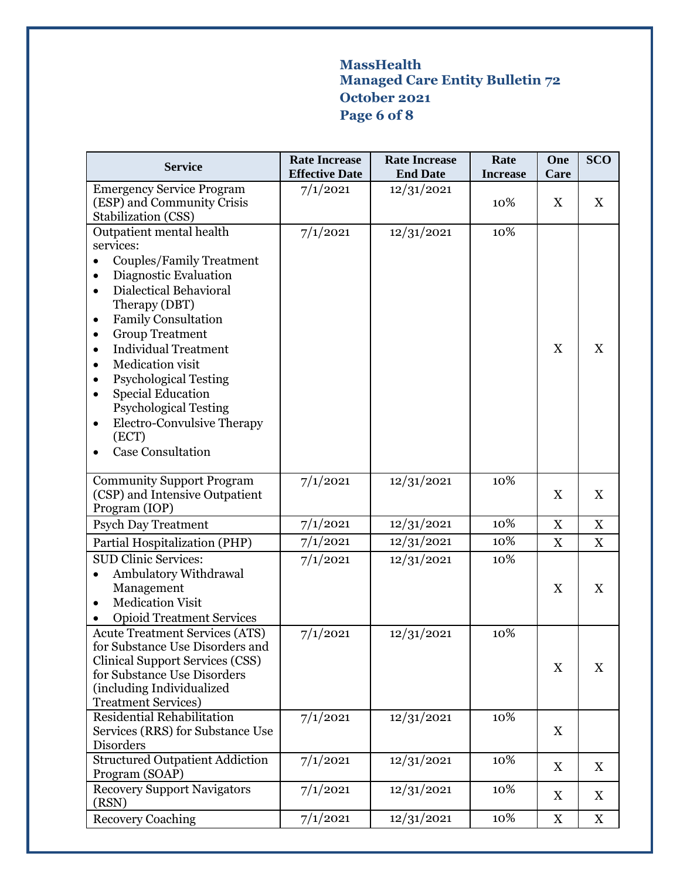| Service | Rate Increase Effective Date | Rate Increase End Date | Rate Increase | One Care | SCO |
|---|---|---|---|---|---|
| Emergency Service Program (ESP) and Community Crisis Stabilization (CSS) | 7/1/2021 | 12/31/2021 | 10% | X | X |
| Outpatient mental health services:<br>• Couples/Family Treatment<br>• Diagnostic Evaluation<br>• Dialectical Behavioral Therapy (DBT)<br>• Family Consultation<br>• Group Treatment<br>• Individual Treatment<br>• Medication visit<br>• Psychological Testing<br>• Special Education Psychological Testing<br>• Electro-Convulsive Therapy (ECT)<br>• Case Consultation | 7/1/2021 | 12/31/2021 | 10% | X | X |
| Community Support Program (CSP) and Intensive Outpatient Program (IOP) | 7/1/2021 | 12/31/2021 | 10% | X | X |
| Psych Day Treatment | 7/1/2021 | 12/31/2021 | 10% | X | X |
| Partial Hospitalization (PHP) | 7/1/2021 | 12/31/2021 | 10% | X | X |
| SUD Clinic Services:<br>• Ambulatory Withdrawal Management<br>• Medication Visit<br>• Opioid Treatment Services | 7/1/2021 | 12/31/2021 | 10% | X | X |
| Acute Treatment Services (ATS) for Substance Use Disorders and Clinical Support Services (CSS) for Substance Use Disorders (including Individualized Treatment Services) | 7/1/2021 | 12/31/2021 | 10% | X | X |
| Residential Rehabilitation Services (RRS) for Substance Use Disorders | 7/1/2021 | 12/31/2021 | 10% | X | |
| Structured Outpatient Addiction Program (SOAP) | 7/1/2021 | 12/31/2021 | 10% | X | X |
| Recovery Support Navigators (RSN) | 7/1/2021 | 12/31/2021 | 10% | X | X |
| Recovery Coaching | 7/1/2021 | 12/31/2021 | 10% | X | X |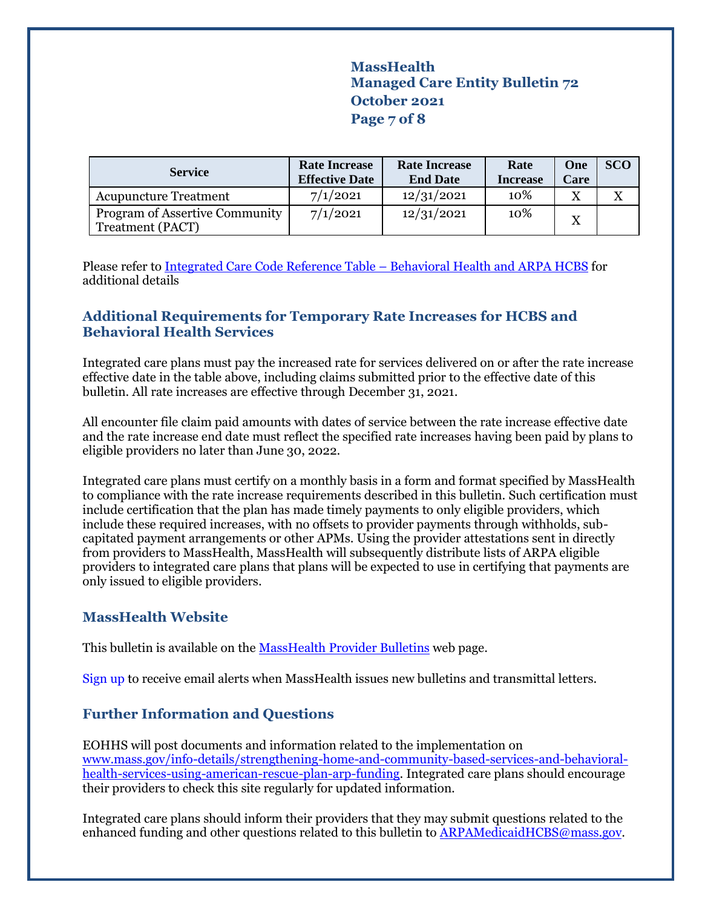| Service | Rate Increase Effective Date | Rate Increase End Date | Rate Increase | One Care | SCO |
|---|---|---|---|---|---|
| Acupuncture Treatment | 7/1/2021 | 12/31/2021 | 10% | X | X |
| Program of Assertive Community Treatment (PACT) | 7/1/2021 | 12/31/2021 | 10% | X | |

Please refer to [Integrated Care Code Reference Table – Behavioral Health and ARPA HCBS]() for additional details

## Additional Requirements for Temporary Rate Increases for HCBS and Behavioral Health Services

Integrated care plans must pay the increased rate for services delivered on or after the rate increase effective date in the table above, including claims submitted prior to the effective date of this bulletin. All rate increases are effective through December 31, 2021.

All encounter file claim paid amounts with dates of service between the rate increase effective date and the rate increase end date must reflect the specified rate increases having been paid by plans to eligible providers no later than June 30, 2022.

Integrated care plans must certify on a monthly basis in a form and format specified by MassHealth to compliance with the rate increase requirements described in this bulletin. Such certification must include certification that the plan has made timely payments to only eligible providers, which include these required increases, with no offsets to provider payments through withholds, sub-capitated payment arrangements or other APMs. Using the provider attestations sent in directly from providers to MassHealth, MassHealth will subsequently distribute lists of ARPA eligible providers to integrated care plans that plans will be expected to use in certifying that payments are only issued to eligible providers.

## MassHealth Website

This bulletin is available on the [MassHealth Provider Bulletins]() web page.

[Sign up]() to receive email alerts when MassHealth issues new bulletins and transmittal letters.

## Further Information and Questions

EOHHS will post documents and information related to the implementation on www.mass.gov/info-details/strengthening-home-and-community-based-services-and-behavioral-health-services-using-american-rescue-plan-arp-funding. Integrated care plans should encourage their providers to check this site regularly for updated information.

Integrated care plans should inform their providers that they may submit questions related to the enhanced funding and other questions related to this bulletin to ARPAMedicaidHCBS@mass.gov.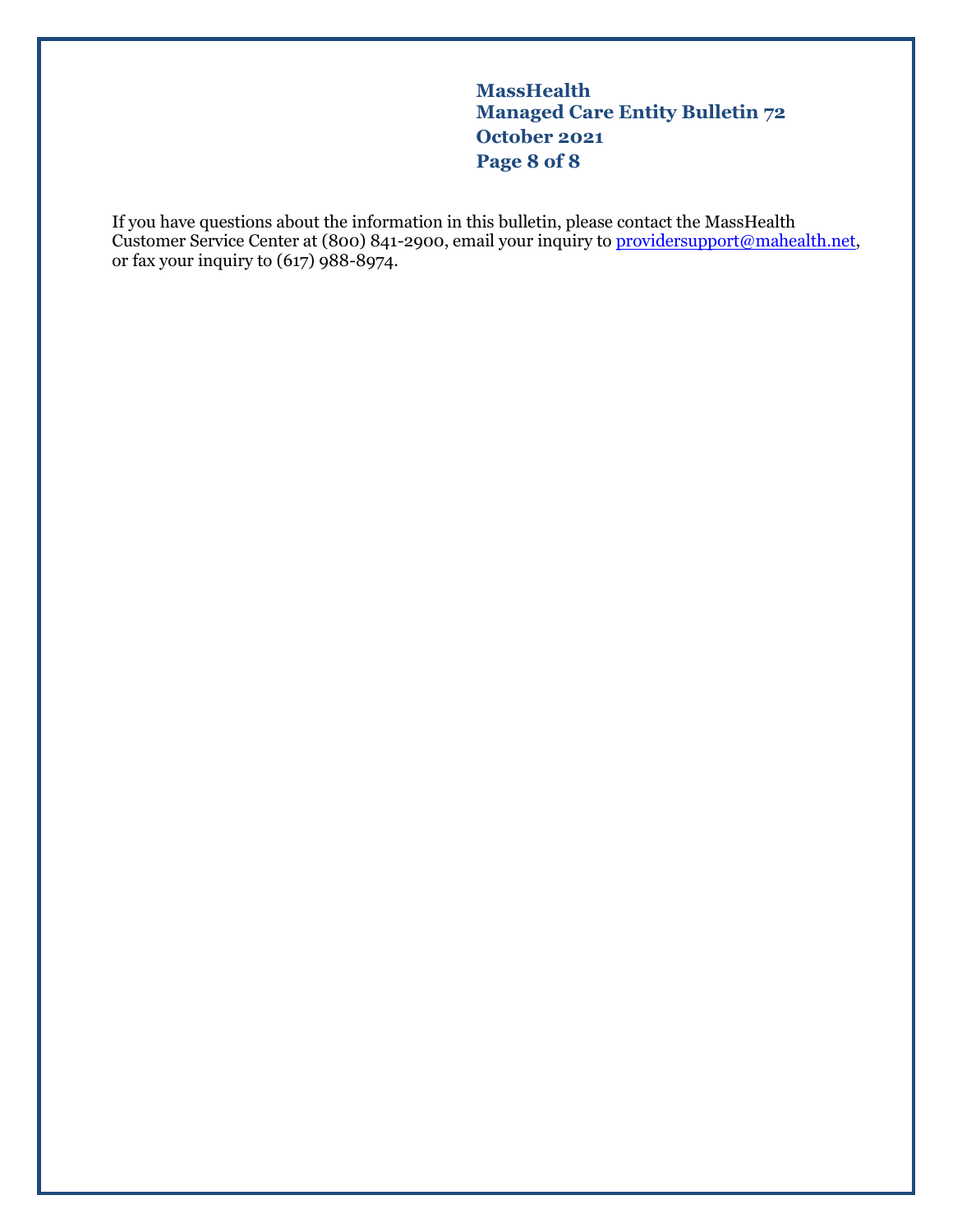If you have questions about the information in this bulletin, please contact the MassHealth Customer Service Center at (800) 841-2900, email your inquiry to providersupport@mahealth.net, or fax your inquiry to (617) 988-8974.